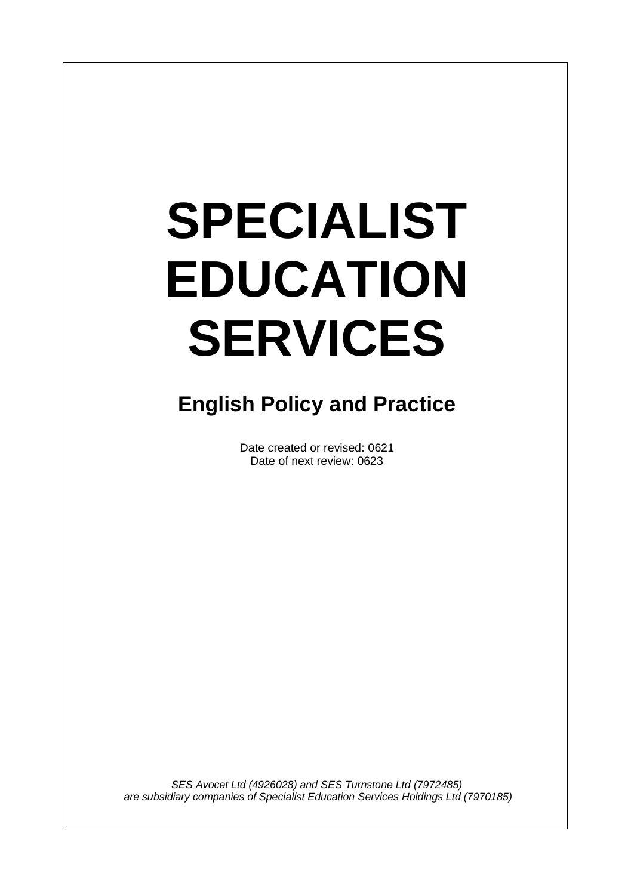# SPECIALIST EDUCATION SERVICES

## English Policy and Practice

Date created or revised: 0621
Date of next review: 0623

*SES Avocet Ltd (4926028) and SES Turnstone Ltd (7972485) are subsidiary companies of Specialist Education Services Holdings Ltd (7970185)*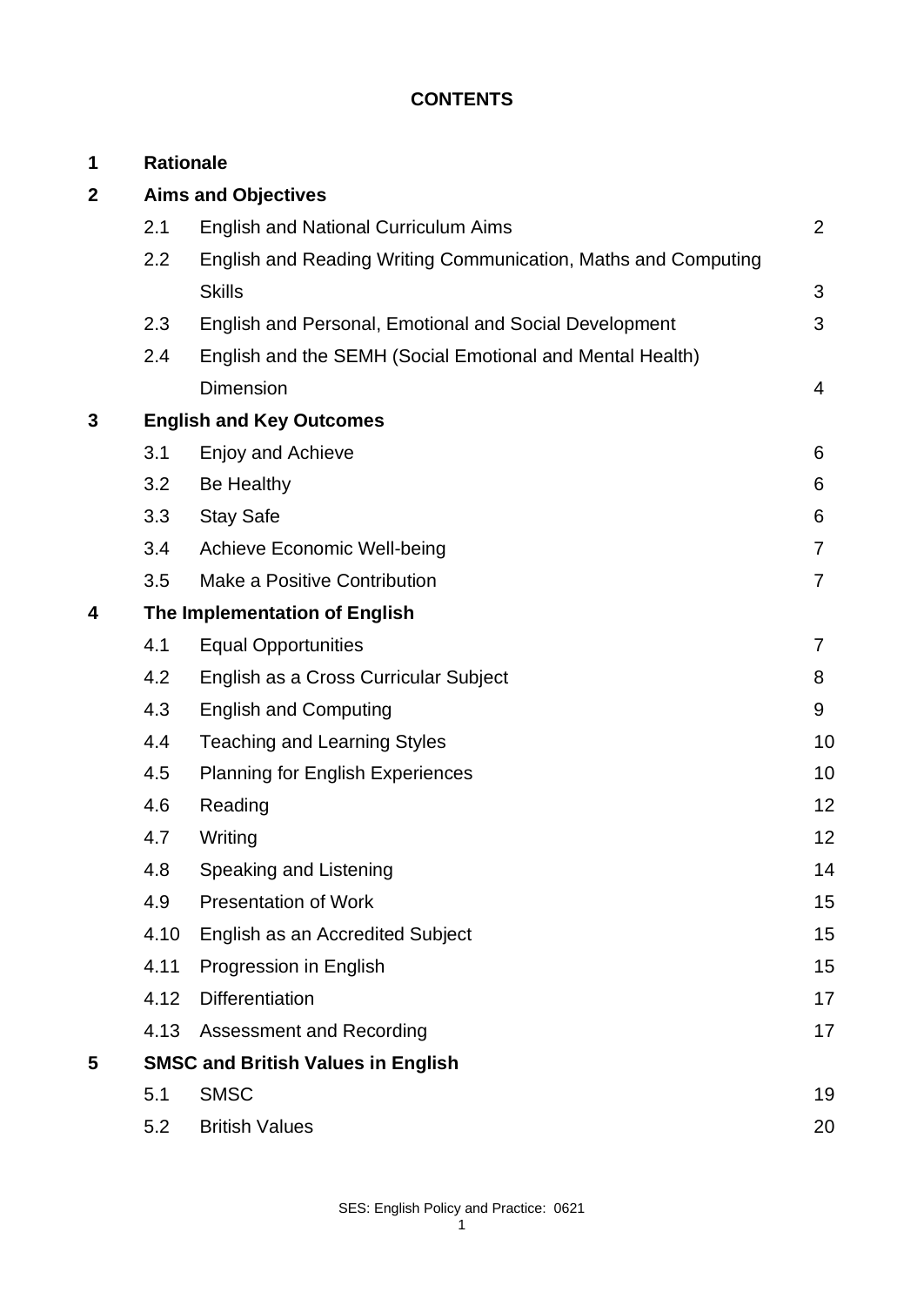**CONTENTS**

| | | | |
|---|---|---|---|
| **1** | **Rationale** | | |
| **2** | **Aims and Objectives** | | |
| | 2.1 | English and National Curriculum Aims | 2 |
| | 2.2 | English and Reading Writing Communication, Maths and Computing Skills | 3 |
| | 2.3 | English and Personal, Emotional and Social Development | 3 |
| | 2.4 | English and the SEMH (Social Emotional and Mental Health) Dimension | 4 |
| **3** | **English and Key Outcomes** | | |
| | 3.1 | Enjoy and Achieve | 6 |
| | 3.2 | Be Healthy | 6 |
| | 3.3 | Stay Safe | 6 |
| | 3.4 | Achieve Economic Well-being | 7 |
| | 3.5 | Make a Positive Contribution | 7 |
| **4** | **The Implementation of English** | | |
| | 4.1 | Equal Opportunities | 7 |
| | 4.2 | English as a Cross Curricular Subject | 8 |
| | 4.3 | English and Computing | 9 |
| | 4.4 | Teaching and Learning Styles | 10 |
| | 4.5 | Planning for English Experiences | 10 |
| | 4.6 | Reading | 12 |
| | 4.7 | Writing | 12 |
| | 4.8 | Speaking and Listening | 14 |
| | 4.9 | Presentation of Work | 15 |
| | 4.10 | English as an Accredited Subject | 15 |
| | 4.11 | Progression in English | 15 |
| | 4.12 | Differentiation | 17 |
| | 4.13 | Assessment and Recording | 17 |
| **5** | **SMSC and British Values in English** | | |
| | 5.1 | SMSC | 19 |
| | 5.2 | British Values | 20 |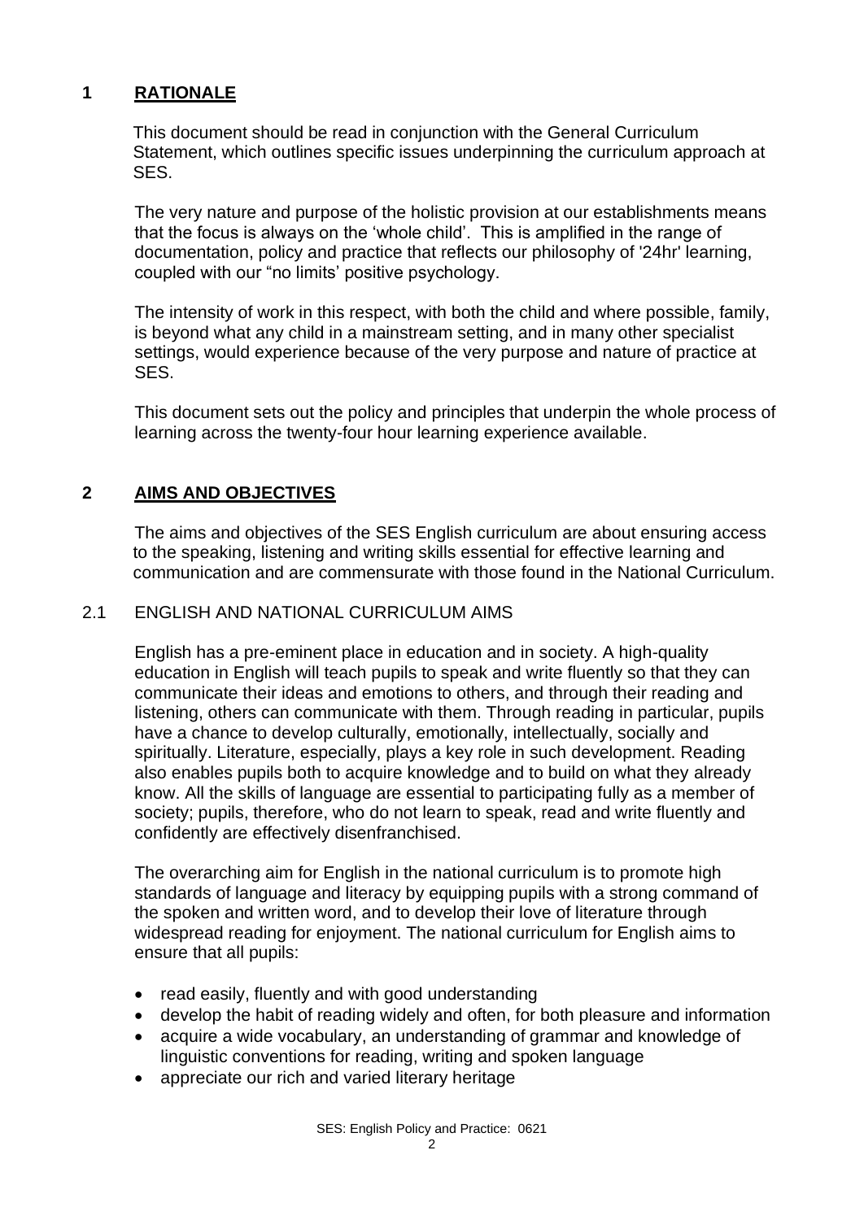## 1 RATIONALE

This document should be read in conjunction with the General Curriculum Statement, which outlines specific issues underpinning the curriculum approach at SES.

The very nature and purpose of the holistic provision at our establishments means that the focus is always on the 'whole child'. This is amplified in the range of documentation, policy and practice that reflects our philosophy of '24hr' learning, coupled with our "no limits' positive psychology.

The intensity of work in this respect, with both the child and where possible, family, is beyond what any child in a mainstream setting, and in many other specialist settings, would experience because of the very purpose and nature of practice at SES.

This document sets out the policy and principles that underpin the whole process of learning across the twenty-four hour learning experience available.

## 2 AIMS AND OBJECTIVES

The aims and objectives of the SES English curriculum are about ensuring access to the speaking, listening and writing skills essential for effective learning and communication and are commensurate with those found in the National Curriculum.

### 2.1 ENGLISH AND NATIONAL CURRICULUM AIMS

English has a pre-eminent place in education and in society. A high-quality education in English will teach pupils to speak and write fluently so that they can communicate their ideas and emotions to others, and through their reading and listening, others can communicate with them. Through reading in particular, pupils have a chance to develop culturally, emotionally, intellectually, socially and spiritually. Literature, especially, plays a key role in such development. Reading also enables pupils both to acquire knowledge and to build on what they already know. All the skills of language are essential to participating fully as a member of society; pupils, therefore, who do not learn to speak, read and write fluently and confidently are effectively disenfranchised.

The overarching aim for English in the national curriculum is to promote high standards of language and literacy by equipping pupils with a strong command of the spoken and written word, and to develop their love of literature through widespread reading for enjoyment. The national curriculum for English aims to ensure that all pupils:

- read easily, fluently and with good understanding
- develop the habit of reading widely and often, for both pleasure and information
- acquire a wide vocabulary, an understanding of grammar and knowledge of linguistic conventions for reading, writing and spoken language
- appreciate our rich and varied literary heritage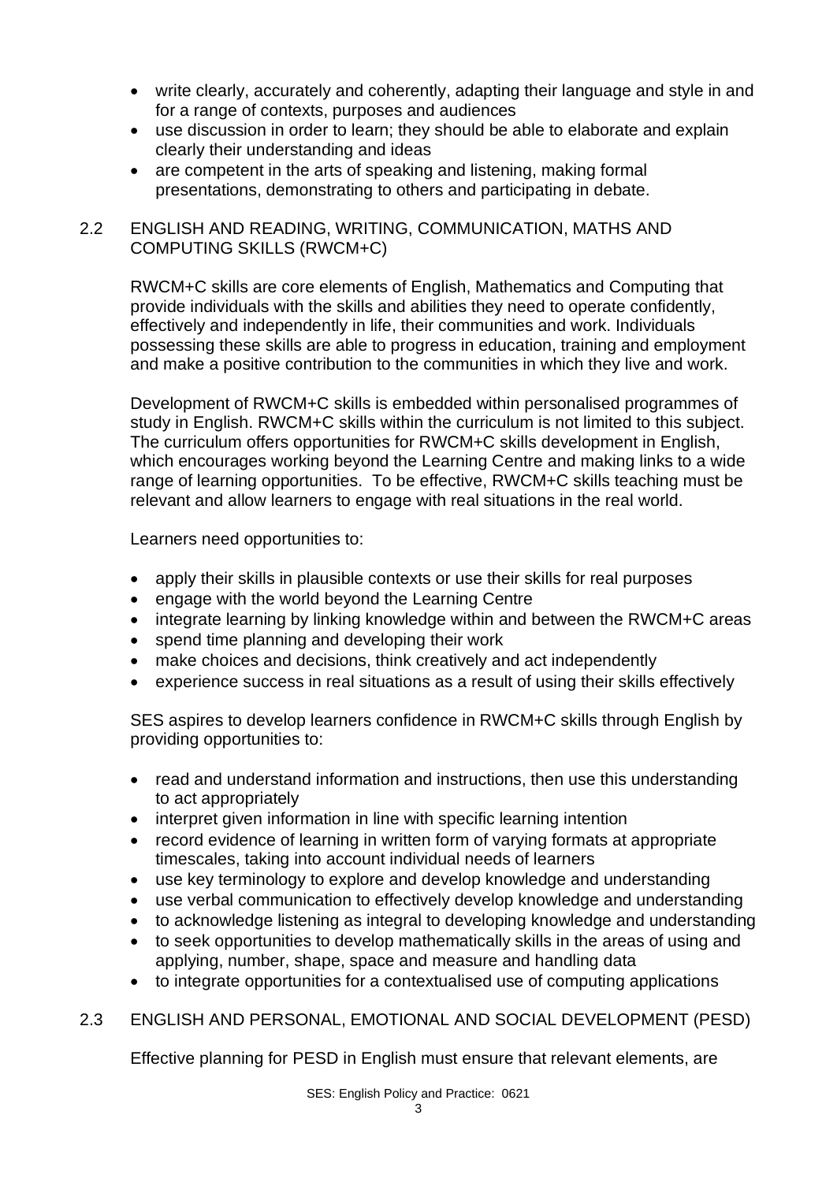- write clearly, accurately and coherently, adapting their language and style in and for a range of contexts, purposes and audiences
- use discussion in order to learn; they should be able to elaborate and explain clearly their understanding and ideas
- are competent in the arts of speaking and listening, making formal presentations, demonstrating to others and participating in debate.

## 2.2 ENGLISH AND READING, WRITING, COMMUNICATION, MATHS AND COMPUTING SKILLS (RWCM+C)

RWCM+C skills are core elements of English, Mathematics and Computing that provide individuals with the skills and abilities they need to operate confidently, effectively and independently in life, their communities and work. Individuals possessing these skills are able to progress in education, training and employment and make a positive contribution to the communities in which they live and work.

Development of RWCM+C skills is embedded within personalised programmes of study in English. RWCM+C skills within the curriculum is not limited to this subject. The curriculum offers opportunities for RWCM+C skills development in English, which encourages working beyond the Learning Centre and making links to a wide range of learning opportunities. To be effective, RWCM+C skills teaching must be relevant and allow learners to engage with real situations in the real world.

Learners need opportunities to:

- apply their skills in plausible contexts or use their skills for real purposes
- engage with the world beyond the Learning Centre
- integrate learning by linking knowledge within and between the RWCM+C areas
- spend time planning and developing their work
- make choices and decisions, think creatively and act independently
- experience success in real situations as a result of using their skills effectively

SES aspires to develop learners confidence in RWCM+C skills through English by providing opportunities to:

- read and understand information and instructions, then use this understanding to act appropriately
- interpret given information in line with specific learning intention
- record evidence of learning in written form of varying formats at appropriate timescales, taking into account individual needs of learners
- use key terminology to explore and develop knowledge and understanding
- use verbal communication to effectively develop knowledge and understanding
- to acknowledge listening as integral to developing knowledge and understanding
- to seek opportunities to develop mathematically skills in the areas of using and applying, number, shape, space and measure and handling data
- to integrate opportunities for a contextualised use of computing applications

## 2.3 ENGLISH AND PERSONAL, EMOTIONAL AND SOCIAL DEVELOPMENT (PESD)

Effective planning for PESD in English must ensure that relevant elements, are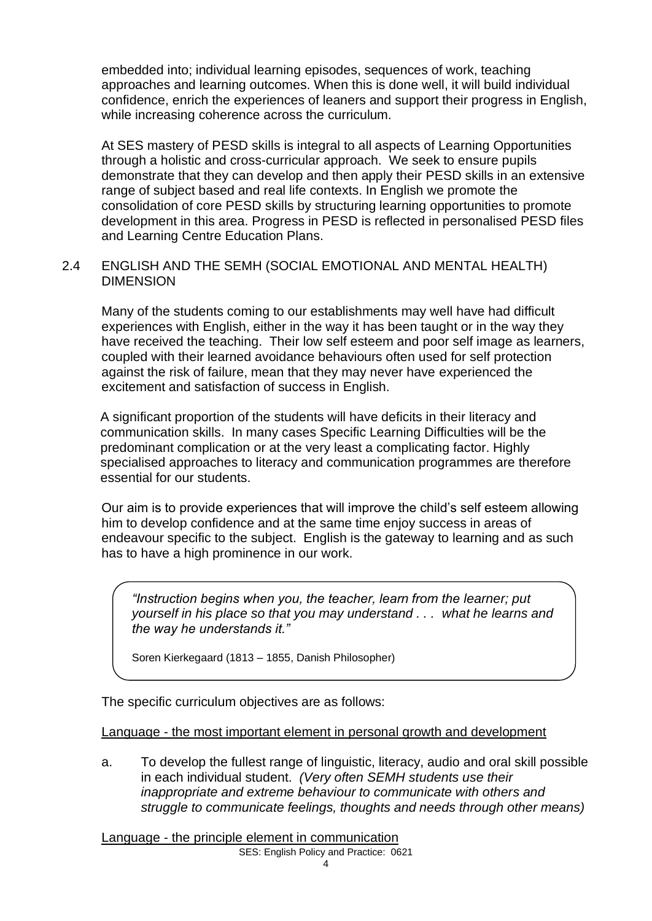embedded into; individual learning episodes, sequences of work, teaching approaches and learning outcomes. When this is done well, it will build individual confidence, enrich the experiences of leaners and support their progress in English, while increasing coherence across the curriculum.

At SES mastery of PESD skills is integral to all aspects of Learning Opportunities through a holistic and cross-curricular approach. We seek to ensure pupils demonstrate that they can develop and then apply their PESD skills in an extensive range of subject based and real life contexts. In English we promote the consolidation of core PESD skills by structuring learning opportunities to promote development in this area. Progress in PESD is reflected in personalised PESD files and Learning Centre Education Plans.

## 2.4 ENGLISH AND THE SEMH (SOCIAL EMOTIONAL AND MENTAL HEALTH) DIMENSION

Many of the students coming to our establishments may well have had difficult experiences with English, either in the way it has been taught or in the way they have received the teaching. Their low self esteem and poor self image as learners, coupled with their learned avoidance behaviours often used for self protection against the risk of failure, mean that they may never have experienced the excitement and satisfaction of success in English.

A significant proportion of the students will have deficits in their literacy and communication skills. In many cases Specific Learning Difficulties will be the predominant complication or at the very least a complicating factor. Highly specialised approaches to literacy and communication programmes are therefore essential for our students.

Our aim is to provide experiences that will improve the child's self esteem allowing him to develop confidence and at the same time enjoy success in areas of endeavour specific to the subject. English is the gateway to learning and as such has to have a high prominence in our work.

> *"Instruction begins when you, the teacher, learn from the learner; put yourself in his place so that you may understand . . . what he learns and the way he understands it."*
>
> Soren Kierkegaard (1813 – 1855, Danish Philosopher)

The specific curriculum objectives are as follows:

<u>Language - the most important element in personal growth and development</u>

a. To develop the fullest range of linguistic, literacy, audio and oral skill possible in each individual student. *(Very often SEMH students use their inappropriate and extreme behaviour to communicate with others and struggle to communicate feelings, thoughts and needs through other means)*

<u>Language - the principle element in communication</u>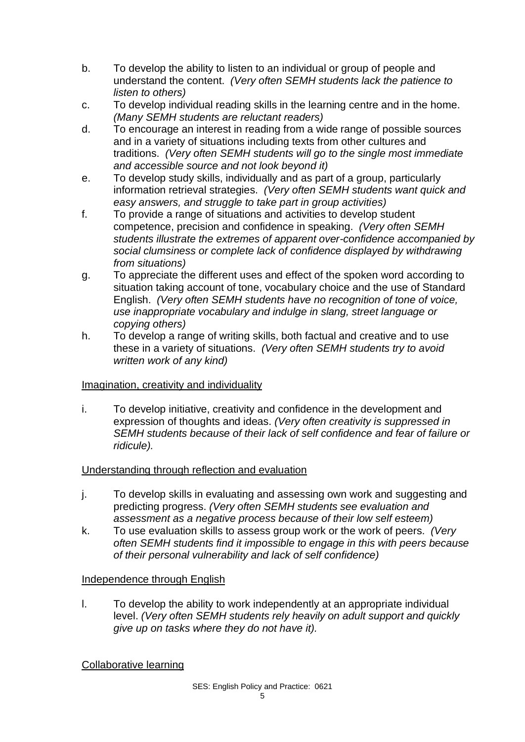b. To develop the ability to listen to an individual or group of people and understand the content. *(Very often SEMH students lack the patience to listen to others)*

c. To develop individual reading skills in the learning centre and in the home. *(Many SEMH students are reluctant readers)*

d. To encourage an interest in reading from a wide range of possible sources and in a variety of situations including texts from other cultures and traditions. *(Very often SEMH students will go to the single most immediate and accessible source and not look beyond it)*

e. To develop study skills, individually and as part of a group, particularly information retrieval strategies. *(Very often SEMH students want quick and easy answers, and struggle to take part in group activities)*

f. To provide a range of situations and activities to develop student competence, precision and confidence in speaking. *(Very often SEMH students illustrate the extremes of apparent over-confidence accompanied by social clumsiness or complete lack of confidence displayed by withdrawing from situations)*

g. To appreciate the different uses and effect of the spoken word according to situation taking account of tone, vocabulary choice and the use of Standard English. *(Very often SEMH students have no recognition of tone of voice, use inappropriate vocabulary and indulge in slang, street language or copying others)*

h. To develop a range of writing skills, both factual and creative and to use these in a variety of situations. *(Very often SEMH students try to avoid written work of any kind)*

<u>Imagination, creativity and individuality</u>

i. To develop initiative, creativity and confidence in the development and expression of thoughts and ideas. *(Very often creativity is suppressed in SEMH students because of their lack of self confidence and fear of failure or ridicule).*

<u>Understanding through reflection and evaluation</u>

j. To develop skills in evaluating and assessing own work and suggesting and predicting progress. *(Very often SEMH students see evaluation and assessment as a negative process because of their low self esteem)*

k. To use evaluation skills to assess group work or the work of peers. *(Very often SEMH students find it impossible to engage in this with peers because of their personal vulnerability and lack of self confidence)*

<u>Independence through English</u>

l. To develop the ability to work independently at an appropriate individual level. *(Very often SEMH students rely heavily on adult support and quickly give up on tasks where they do not have it).*

<u>Collaborative learning</u>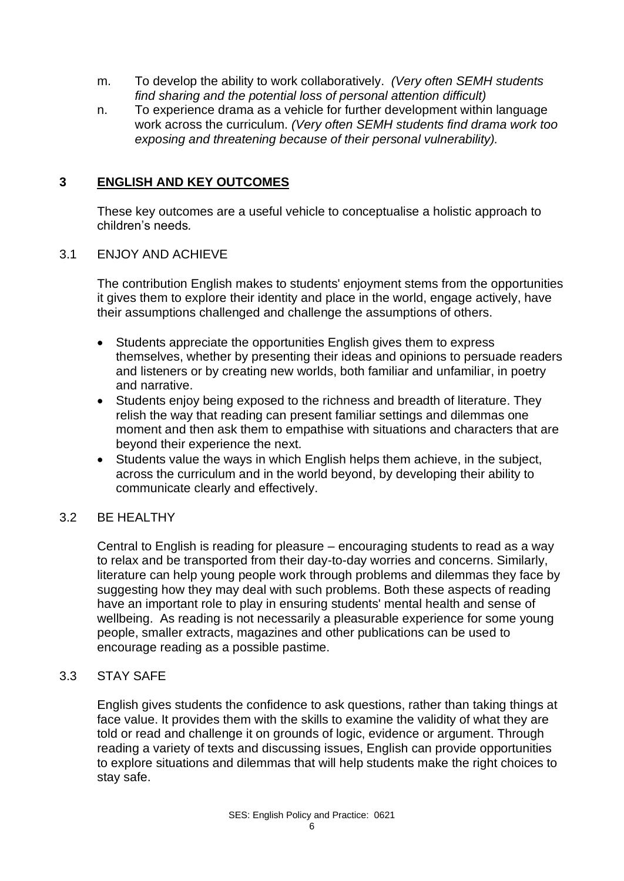m. To develop the ability to work collaboratively. *(Very often SEMH students find sharing and the potential loss of personal attention difficult)*

n. To experience drama as a vehicle for further development within language work across the curriculum. *(Very often SEMH students find drama work too exposing and threatening because of their personal vulnerability).*

## 3 ENGLISH AND KEY OUTCOMES

These key outcomes are a useful vehicle to conceptualise a holistic approach to children's needs.

### 3.1 ENJOY AND ACHIEVE

The contribution English makes to students' enjoyment stems from the opportunities it gives them to explore their identity and place in the world, engage actively, have their assumptions challenged and challenge the assumptions of others.

- Students appreciate the opportunities English gives them to express themselves, whether by presenting their ideas and opinions to persuade readers and listeners or by creating new worlds, both familiar and unfamiliar, in poetry and narrative.
- Students enjoy being exposed to the richness and breadth of literature. They relish the way that reading can present familiar settings and dilemmas one moment and then ask them to empathise with situations and characters that are beyond their experience the next.
- Students value the ways in which English helps them achieve, in the subject, across the curriculum and in the world beyond, by developing their ability to communicate clearly and effectively.

### 3.2 BE HEALTHY

Central to English is reading for pleasure – encouraging students to read as a way to relax and be transported from their day-to-day worries and concerns. Similarly, literature can help young people work through problems and dilemmas they face by suggesting how they may deal with such problems. Both these aspects of reading have an important role to play in ensuring students' mental health and sense of wellbeing. As reading is not necessarily a pleasurable experience for some young people, smaller extracts, magazines and other publications can be used to encourage reading as a possible pastime.

### 3.3 STAY SAFE

English gives students the confidence to ask questions, rather than taking things at face value. It provides them with the skills to examine the validity of what they are told or read and challenge it on grounds of logic, evidence or argument. Through reading a variety of texts and discussing issues, English can provide opportunities to explore situations and dilemmas that will help students make the right choices to stay safe.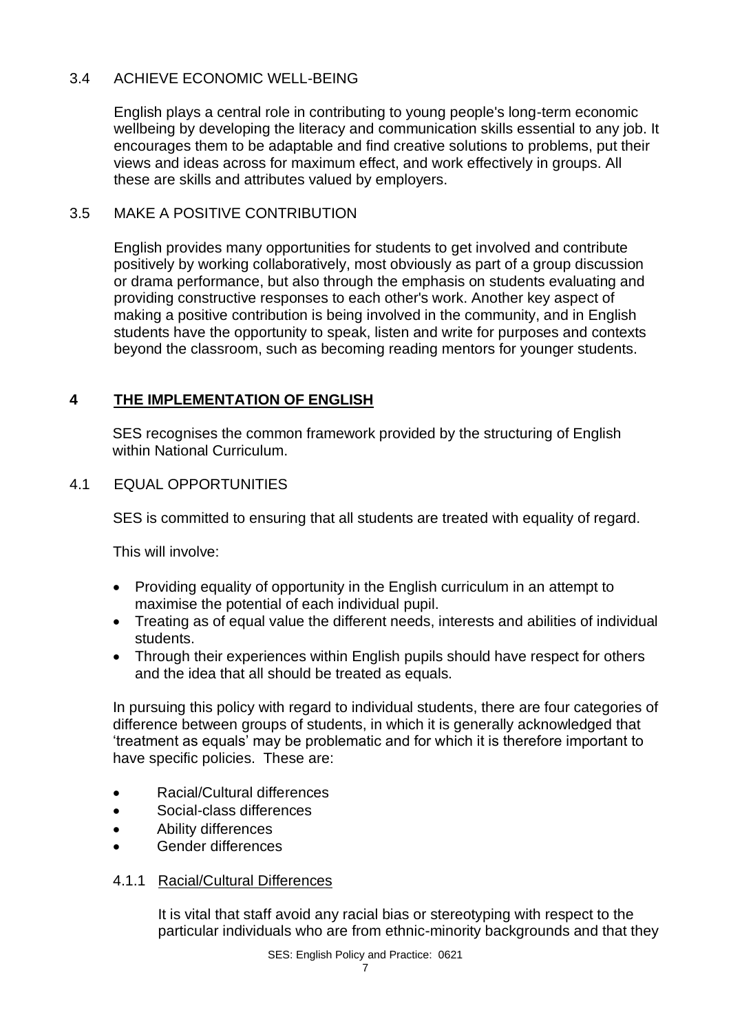### 3.4 ACHIEVE ECONOMIC WELL-BEING

English plays a central role in contributing to young people's long-term economic wellbeing by developing the literacy and communication skills essential to any job. It encourages them to be adaptable and find creative solutions to problems, put their views and ideas across for maximum effect, and work effectively in groups. All these are skills and attributes valued by employers.

### 3.5 MAKE A POSITIVE CONTRIBUTION

English provides many opportunities for students to get involved and contribute positively by working collaboratively, most obviously as part of a group discussion or drama performance, but also through the emphasis on students evaluating and providing constructive responses to each other's work. Another key aspect of making a positive contribution is being involved in the community, and in English students have the opportunity to speak, listen and write for purposes and contexts beyond the classroom, such as becoming reading mentors for younger students.

## 4 <u>THE IMPLEMENTATION OF ENGLISH</u>

SES recognises the common framework provided by the structuring of English within National Curriculum.

### 4.1 EQUAL OPPORTUNITIES

SES is committed to ensuring that all students are treated with equality of regard.

This will involve:

- Providing equality of opportunity in the English curriculum in an attempt to maximise the potential of each individual pupil.
- Treating as of equal value the different needs, interests and abilities of individual students.
- Through their experiences within English pupils should have respect for others and the idea that all should be treated as equals.

In pursuing this policy with regard to individual students, there are four categories of difference between groups of students, in which it is generally acknowledged that 'treatment as equals' may be problematic and for which it is therefore important to have specific policies. These are:

- Racial/Cultural differences
- Social-class differences
- Ability differences
- Gender differences

#### 4.1.1 <u>Racial/Cultural Differences</u>

It is vital that staff avoid any racial bias or stereotyping with respect to the particular individuals who are from ethnic-minority backgrounds and that they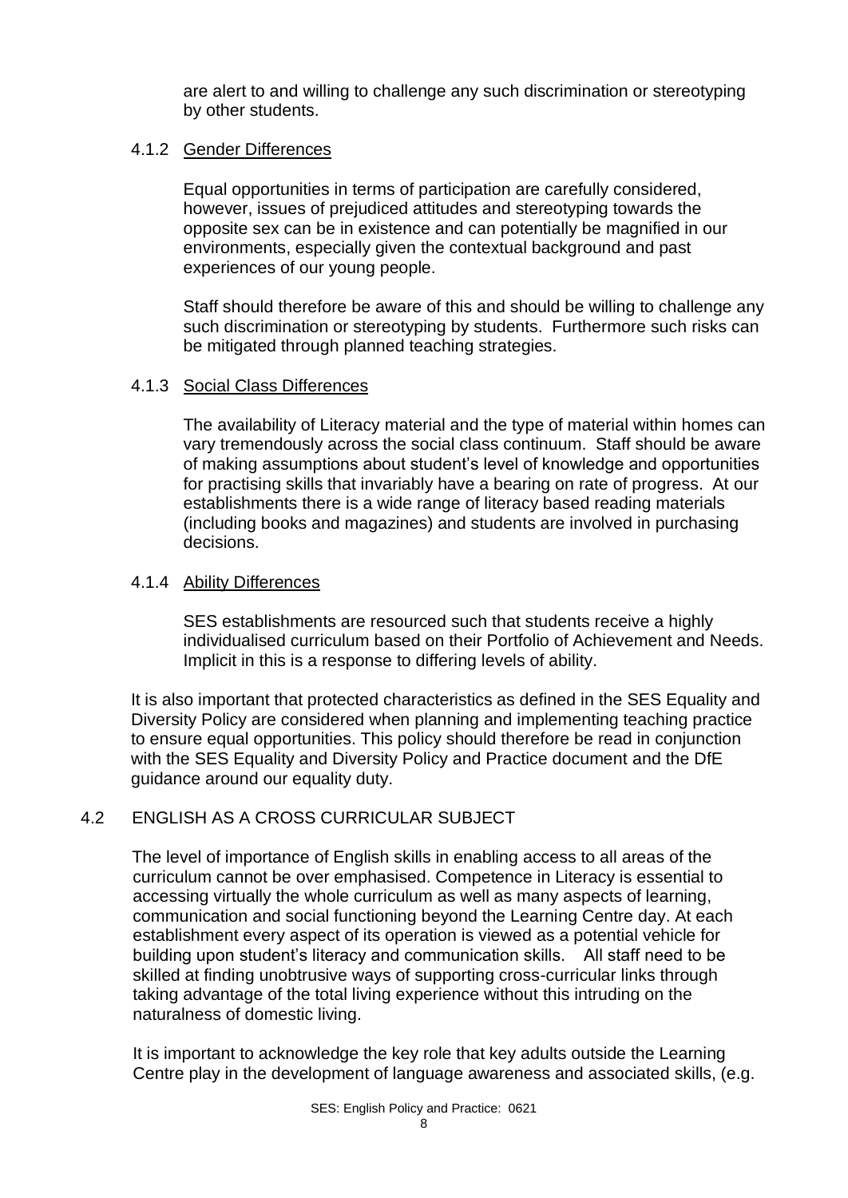are alert to and willing to challenge any such discrimination or stereotyping by other students.

#### 4.1.2 Gender Differences

Equal opportunities in terms of participation are carefully considered, however, issues of prejudiced attitudes and stereotyping towards the opposite sex can be in existence and can potentially be magnified in our environments, especially given the contextual background and past experiences of our young people.

Staff should therefore be aware of this and should be willing to challenge any such discrimination or stereotyping by students. Furthermore such risks can be mitigated through planned teaching strategies.

#### 4.1.3 Social Class Differences

The availability of Literacy material and the type of material within homes can vary tremendously across the social class continuum. Staff should be aware of making assumptions about student's level of knowledge and opportunities for practising skills that invariably have a bearing on rate of progress. At our establishments there is a wide range of literacy based reading materials (including books and magazines) and students are involved in purchasing decisions.

#### 4.1.4 Ability Differences

SES establishments are resourced such that students receive a highly individualised curriculum based on their Portfolio of Achievement and Needs. Implicit in this is a response to differing levels of ability.

It is also important that protected characteristics as defined in the SES Equality and Diversity Policy are considered when planning and implementing teaching practice to ensure equal opportunities. This policy should therefore be read in conjunction with the SES Equality and Diversity Policy and Practice document and the DfE guidance around our equality duty.

### 4.2 ENGLISH AS A CROSS CURRICULAR SUBJECT

The level of importance of English skills in enabling access to all areas of the curriculum cannot be over emphasised. Competence in Literacy is essential to accessing virtually the whole curriculum as well as many aspects of learning, communication and social functioning beyond the Learning Centre day. At each establishment every aspect of its operation is viewed as a potential vehicle for building upon student's literacy and communication skills. All staff need to be skilled at finding unobtrusive ways of supporting cross-curricular links through taking advantage of the total living experience without this intruding on the naturalness of domestic living.

It is important to acknowledge the key role that key adults outside the Learning Centre play in the development of language awareness and associated skills, (e.g.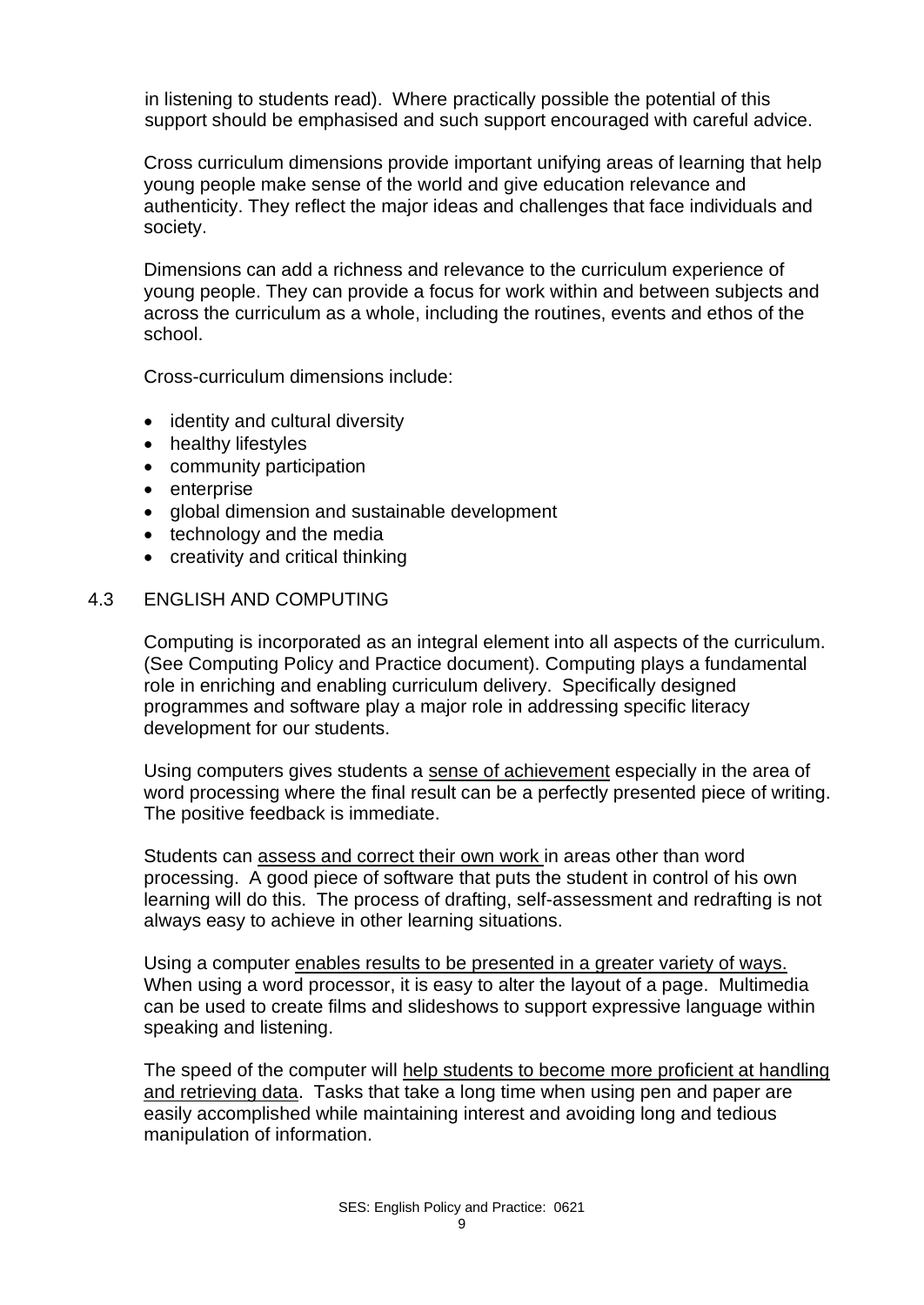in listening to students read). Where practically possible the potential of this support should be emphasised and such support encouraged with careful advice.

Cross curriculum dimensions provide important unifying areas of learning that help young people make sense of the world and give education relevance and authenticity. They reflect the major ideas and challenges that face individuals and society.

Dimensions can add a richness and relevance to the curriculum experience of young people. They can provide a focus for work within and between subjects and across the curriculum as a whole, including the routines, events and ethos of the school.

Cross-curriculum dimensions include:

- identity and cultural diversity
- healthy lifestyles
- community participation
- enterprise
- global dimension and sustainable development
- technology and the media
- creativity and critical thinking

## 4.3 ENGLISH AND COMPUTING

Computing is incorporated as an integral element into all aspects of the curriculum. (See Computing Policy and Practice document). Computing plays a fundamental role in enriching and enabling curriculum delivery. Specifically designed programmes and software play a major role in addressing specific literacy development for our students.

Using computers gives students a <u>sense of achievement</u> especially in the area of word processing where the final result can be a perfectly presented piece of writing. The positive feedback is immediate.

Students can <u>assess and correct their own work</u> in areas other than word processing. A good piece of software that puts the student in control of his own learning will do this. The process of drafting, self-assessment and redrafting is not always easy to achieve in other learning situations.

Using a computer <u>enables results to be presented in a greater variety of ways.</u> When using a word processor, it is easy to alter the layout of a page. Multimedia can be used to create films and slideshows to support expressive language within speaking and listening.

The speed of the computer will <u>help students to become more proficient at handling and retrieving data</u>. Tasks that take a long time when using pen and paper are easily accomplished while maintaining interest and avoiding long and tedious manipulation of information.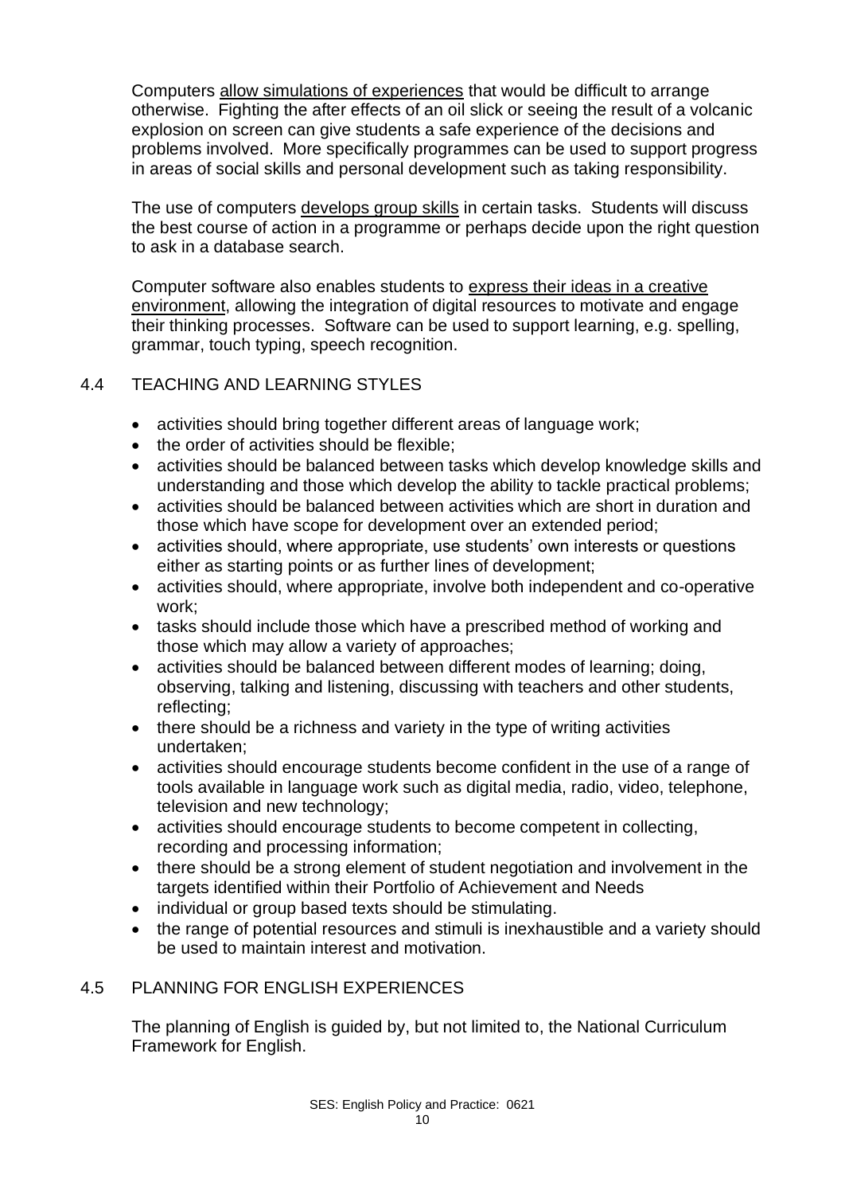Computers <u>allow simulations of experiences</u> that would be difficult to arrange otherwise. Fighting the after effects of an oil slick or seeing the result of a volcanic explosion on screen can give students a safe experience of the decisions and problems involved. More specifically programmes can be used to support progress in areas of social skills and personal development such as taking responsibility.

The use of computers <u>develops group skills</u> in certain tasks. Students will discuss the best course of action in a programme or perhaps decide upon the right question to ask in a database search.

Computer software also enables students to <u>express their ideas in a creative environment</u>, allowing the integration of digital resources to motivate and engage their thinking processes. Software can be used to support learning, e.g. spelling, grammar, touch typing, speech recognition.

## 4.4 TEACHING AND LEARNING STYLES

- activities should bring together different areas of language work;
- the order of activities should be flexible;
- activities should be balanced between tasks which develop knowledge skills and understanding and those which develop the ability to tackle practical problems;
- activities should be balanced between activities which are short in duration and those which have scope for development over an extended period;
- activities should, where appropriate, use students' own interests or questions either as starting points or as further lines of development;
- activities should, where appropriate, involve both independent and co-operative work;
- tasks should include those which have a prescribed method of working and those which may allow a variety of approaches;
- activities should be balanced between different modes of learning; doing, observing, talking and listening, discussing with teachers and other students, reflecting;
- there should be a richness and variety in the type of writing activities undertaken;
- activities should encourage students become confident in the use of a range of tools available in language work such as digital media, radio, video, telephone, television and new technology;
- activities should encourage students to become competent in collecting, recording and processing information;
- there should be a strong element of student negotiation and involvement in the targets identified within their Portfolio of Achievement and Needs
- individual or group based texts should be stimulating.
- the range of potential resources and stimuli is inexhaustible and a variety should be used to maintain interest and motivation.

## 4.5 PLANNING FOR ENGLISH EXPERIENCES

The planning of English is guided by, but not limited to, the National Curriculum Framework for English.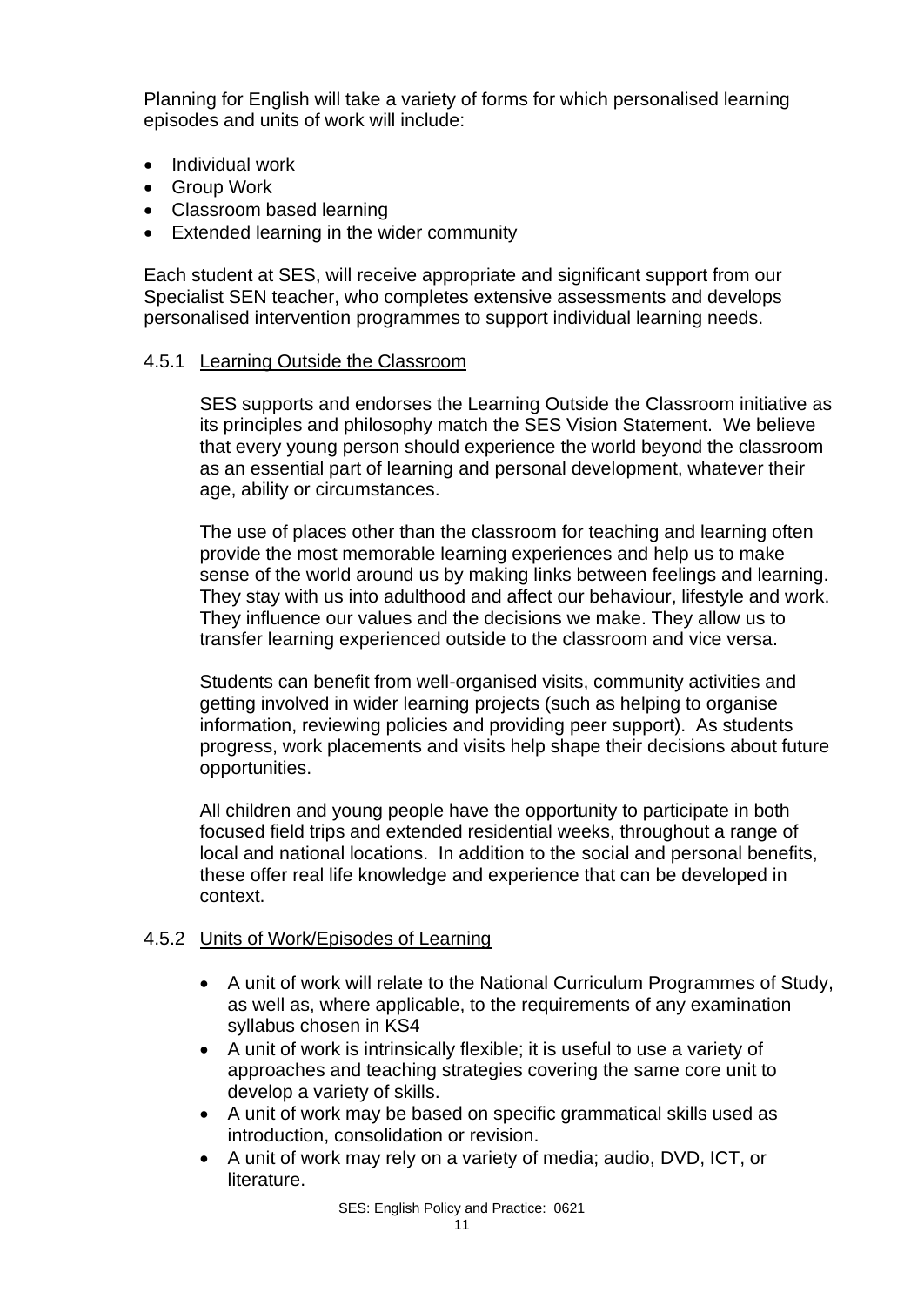Planning for English will take a variety of forms for which personalised learning episodes and units of work will include:

- Individual work
- Group Work
- Classroom based learning
- Extended learning in the wider community

Each student at SES, will receive appropriate and significant support from our Specialist SEN teacher, who completes extensive assessments and develops personalised intervention programmes to support individual learning needs.

#### 4.5.1 Learning Outside the Classroom

SES supports and endorses the Learning Outside the Classroom initiative as its principles and philosophy match the SES Vision Statement. We believe that every young person should experience the world beyond the classroom as an essential part of learning and personal development, whatever their age, ability or circumstances.

The use of places other than the classroom for teaching and learning often provide the most memorable learning experiences and help us to make sense of the world around us by making links between feelings and learning. They stay with us into adulthood and affect our behaviour, lifestyle and work. They influence our values and the decisions we make. They allow us to transfer learning experienced outside to the classroom and vice versa.

Students can benefit from well-organised visits, community activities and getting involved in wider learning projects (such as helping to organise information, reviewing policies and providing peer support). As students progress, work placements and visits help shape their decisions about future opportunities.

All children and young people have the opportunity to participate in both focused field trips and extended residential weeks, throughout a range of local and national locations. In addition to the social and personal benefits, these offer real life knowledge and experience that can be developed in context.

#### 4.5.2 Units of Work/Episodes of Learning

- A unit of work will relate to the National Curriculum Programmes of Study, as well as, where applicable, to the requirements of any examination syllabus chosen in KS4
- A unit of work is intrinsically flexible; it is useful to use a variety of approaches and teaching strategies covering the same core unit to develop a variety of skills.
- A unit of work may be based on specific grammatical skills used as introduction, consolidation or revision.
- A unit of work may rely on a variety of media; audio, DVD, ICT, or literature.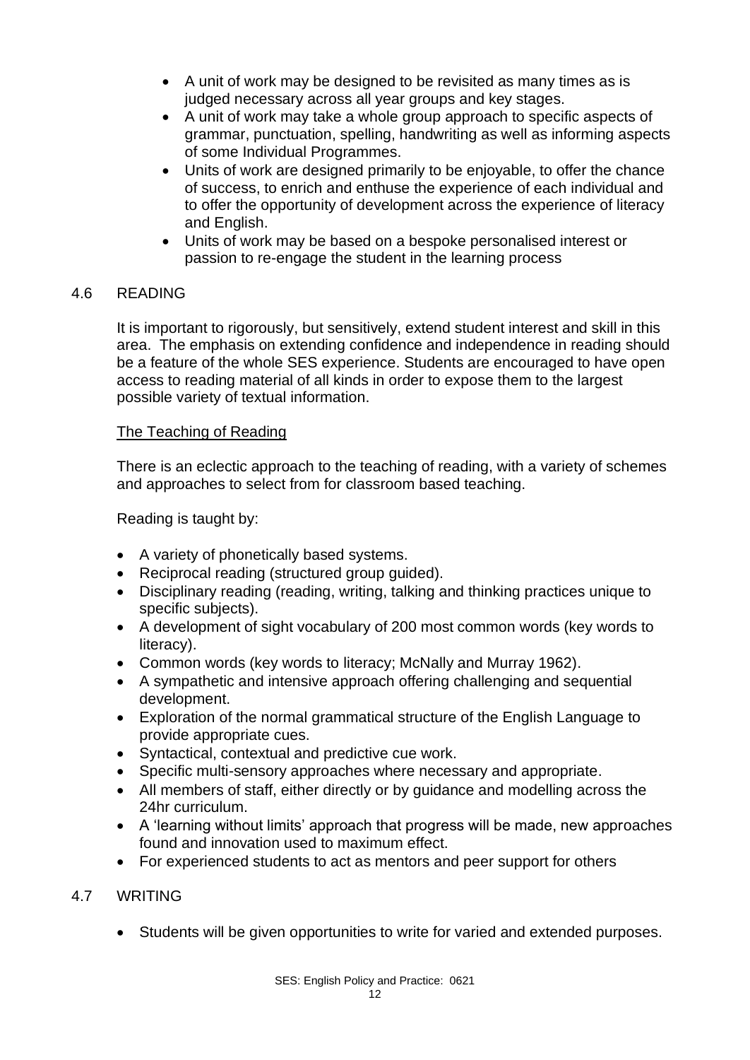- A unit of work may be designed to be revisited as many times as is judged necessary across all year groups and key stages.
- A unit of work may take a whole group approach to specific aspects of grammar, punctuation, spelling, handwriting as well as informing aspects of some Individual Programmes.
- Units of work are designed primarily to be enjoyable, to offer the chance of success, to enrich and enthuse the experience of each individual and to offer the opportunity of development across the experience of literacy and English.
- Units of work may be based on a bespoke personalised interest or passion to re-engage the student in the learning process

## 4.6 READING

It is important to rigorously, but sensitively, extend student interest and skill in this area. The emphasis on extending confidence and independence in reading should be a feature of the whole SES experience. Students are encouraged to have open access to reading material of all kinds in order to expose them to the largest possible variety of textual information.

### The Teaching of Reading

There is an eclectic approach to the teaching of reading, with a variety of schemes and approaches to select from for classroom based teaching.

Reading is taught by:

- A variety of phonetically based systems.
- Reciprocal reading (structured group guided).
- Disciplinary reading (reading, writing, talking and thinking practices unique to specific subjects).
- A development of sight vocabulary of 200 most common words (key words to literacy).
- Common words (key words to literacy; McNally and Murray 1962).
- A sympathetic and intensive approach offering challenging and sequential development.
- Exploration of the normal grammatical structure of the English Language to provide appropriate cues.
- Syntactical, contextual and predictive cue work.
- Specific multi-sensory approaches where necessary and appropriate.
- All members of staff, either directly or by guidance and modelling across the 24hr curriculum.
- A 'learning without limits' approach that progress will be made, new approaches found and innovation used to maximum effect.
- For experienced students to act as mentors and peer support for others

## 4.7 WRITING

- Students will be given opportunities to write for varied and extended purposes.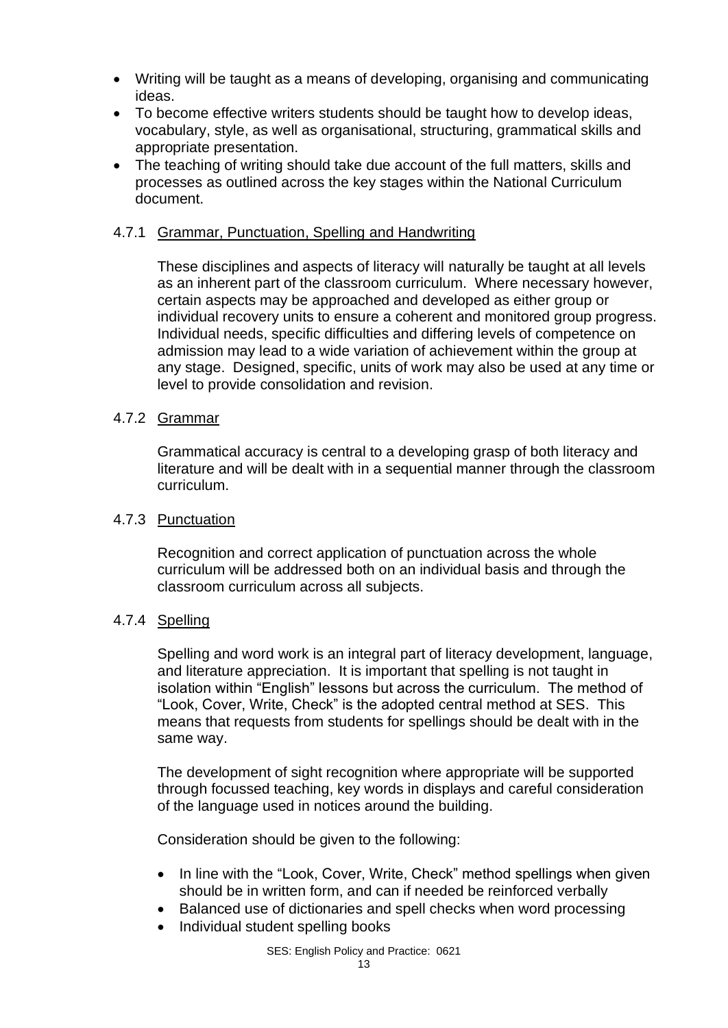- Writing will be taught as a means of developing, organising and communicating ideas.
- To become effective writers students should be taught how to develop ideas, vocabulary, style, as well as organisational, structuring, grammatical skills and appropriate presentation.
- The teaching of writing should take due account of the full matters, skills and processes as outlined across the key stages within the National Curriculum document.

#### 4.7.1 Grammar, Punctuation, Spelling and Handwriting

These disciplines and aspects of literacy will naturally be taught at all levels as an inherent part of the classroom curriculum. Where necessary however, certain aspects may be approached and developed as either group or individual recovery units to ensure a coherent and monitored group progress. Individual needs, specific difficulties and differing levels of competence on admission may lead to a wide variation of achievement within the group at any stage. Designed, specific, units of work may also be used at any time or level to provide consolidation and revision.

#### 4.7.2 Grammar

Grammatical accuracy is central to a developing grasp of both literacy and literature and will be dealt with in a sequential manner through the classroom curriculum.

#### 4.7.3 Punctuation

Recognition and correct application of punctuation across the whole curriculum will be addressed both on an individual basis and through the classroom curriculum across all subjects.

#### 4.7.4 Spelling

Spelling and word work is an integral part of literacy development, language, and literature appreciation. It is important that spelling is not taught in isolation within "English" lessons but across the curriculum. The method of "Look, Cover, Write, Check" is the adopted central method at SES. This means that requests from students for spellings should be dealt with in the same way.

The development of sight recognition where appropriate will be supported through focussed teaching, key words in displays and careful consideration of the language used in notices around the building.

Consideration should be given to the following:

- In line with the "Look, Cover, Write, Check" method spellings when given should be in written form, and can if needed be reinforced verbally
- Balanced use of dictionaries and spell checks when word processing
- Individual student spelling books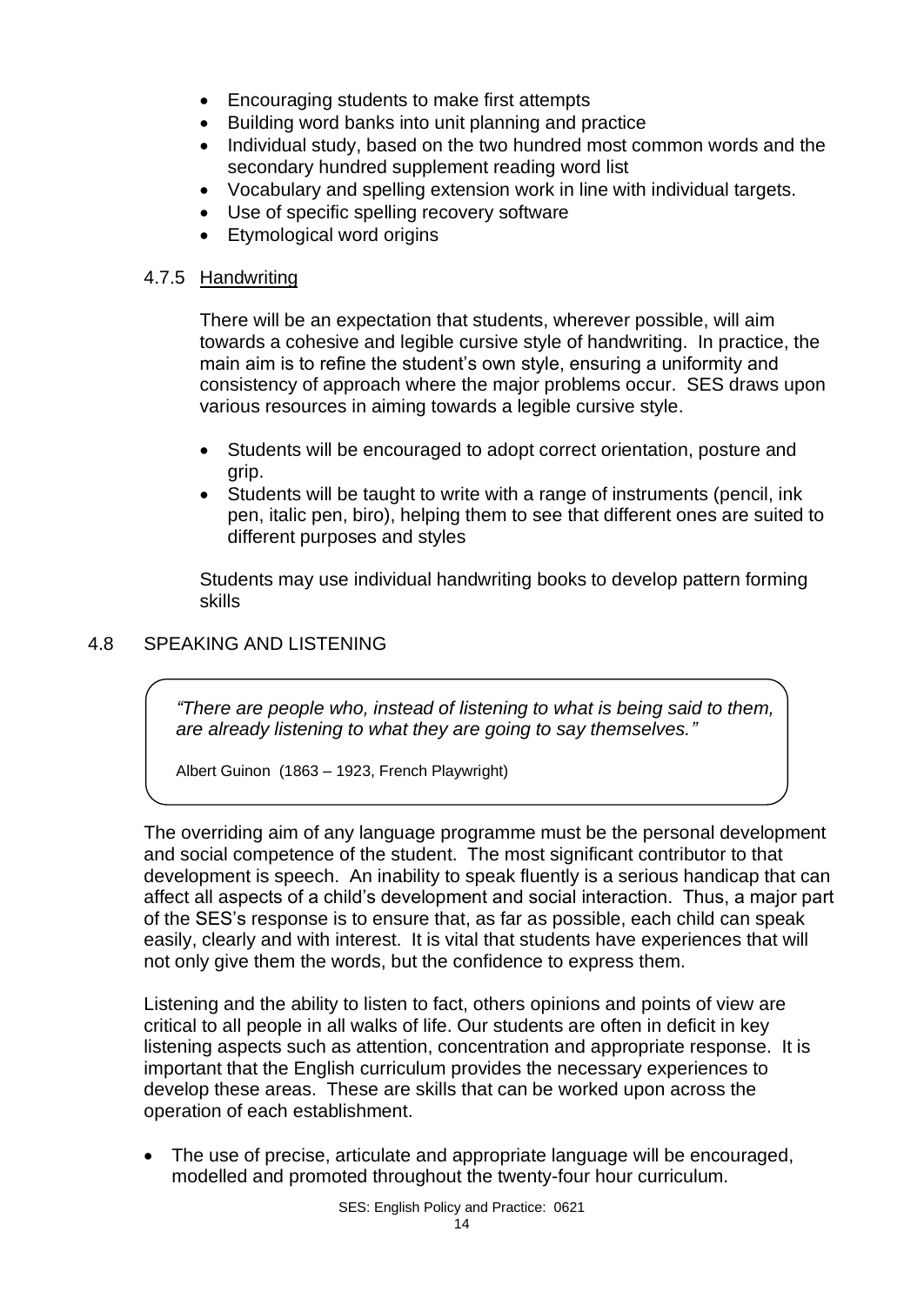- Encouraging students to make first attempts
- Building word banks into unit planning and practice
- Individual study, based on the two hundred most common words and the secondary hundred supplement reading word list
- Vocabulary and spelling extension work in line with individual targets.
- Use of specific spelling recovery software
- Etymological word origins

#### 4.7.5 Handwriting

There will be an expectation that students, wherever possible, will aim towards a cohesive and legible cursive style of handwriting. In practice, the main aim is to refine the student's own style, ensuring a uniformity and consistency of approach where the major problems occur. SES draws upon various resources in aiming towards a legible cursive style.

- Students will be encouraged to adopt correct orientation, posture and grip.
- Students will be taught to write with a range of instruments (pencil, ink pen, italic pen, biro), helping them to see that different ones are suited to different purposes and styles

Students may use individual handwriting books to develop pattern forming skills

### 4.8 SPEAKING AND LISTENING

> *"There are people who, instead of listening to what is being said to them, are already listening to what they are going to say themselves."*
>
> Albert Guinon (1863 – 1923, French Playwright)

The overriding aim of any language programme must be the personal development and social competence of the student. The most significant contributor to that development is speech. An inability to speak fluently is a serious handicap that can affect all aspects of a child's development and social interaction. Thus, a major part of the SES's response is to ensure that, as far as possible, each child can speak easily, clearly and with interest. It is vital that students have experiences that will not only give them the words, but the confidence to express them.

Listening and the ability to listen to fact, others opinions and points of view are critical to all people in all walks of life. Our students are often in deficit in key listening aspects such as attention, concentration and appropriate response. It is important that the English curriculum provides the necessary experiences to develop these areas. These are skills that can be worked upon across the operation of each establishment.

- The use of precise, articulate and appropriate language will be encouraged, modelled and promoted throughout the twenty-four hour curriculum.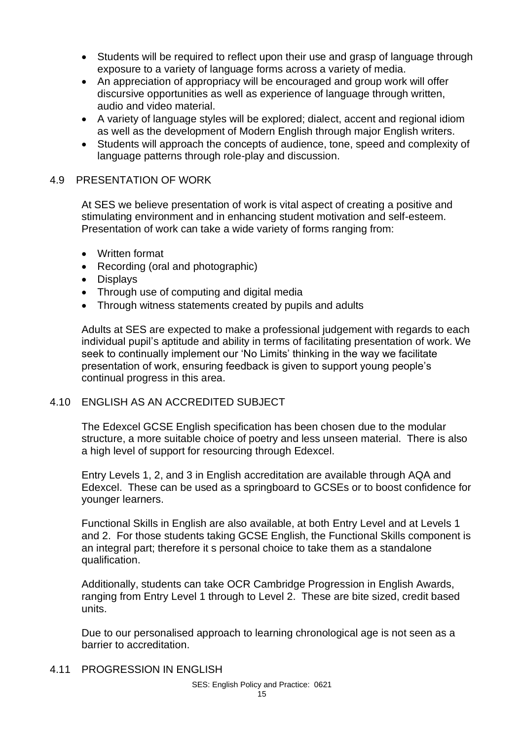- Students will be required to reflect upon their use and grasp of language through exposure to a variety of language forms across a variety of media.
- An appreciation of appropriacy will be encouraged and group work will offer discursive opportunities as well as experience of language through written, audio and video material.
- A variety of language styles will be explored; dialect, accent and regional idiom as well as the development of Modern English through major English writers.
- Students will approach the concepts of audience, tone, speed and complexity of language patterns through role-play and discussion.

## 4.9 PRESENTATION OF WORK

At SES we believe presentation of work is vital aspect of creating a positive and stimulating environment and in enhancing student motivation and self-esteem. Presentation of work can take a wide variety of forms ranging from:

- Written format
- Recording (oral and photographic)
- Displays
- Through use of computing and digital media
- Through witness statements created by pupils and adults

Adults at SES are expected to make a professional judgement with regards to each individual pupil's aptitude and ability in terms of facilitating presentation of work. We seek to continually implement our 'No Limits' thinking in the way we facilitate presentation of work, ensuring feedback is given to support young people's continual progress in this area.

## 4.10 ENGLISH AS AN ACCREDITED SUBJECT

The Edexcel GCSE English specification has been chosen due to the modular structure, a more suitable choice of poetry and less unseen material. There is also a high level of support for resourcing through Edexcel.

Entry Levels 1, 2, and 3 in English accreditation are available through AQA and Edexcel. These can be used as a springboard to GCSEs or to boost confidence for younger learners.

Functional Skills in English are also available, at both Entry Level and at Levels 1 and 2. For those students taking GCSE English, the Functional Skills component is an integral part; therefore it s personal choice to take them as a standalone qualification.

Additionally, students can take OCR Cambridge Progression in English Awards, ranging from Entry Level 1 through to Level 2. These are bite sized, credit based units.

Due to our personalised approach to learning chronological age is not seen as a barrier to accreditation.

## 4.11 PROGRESSION IN ENGLISH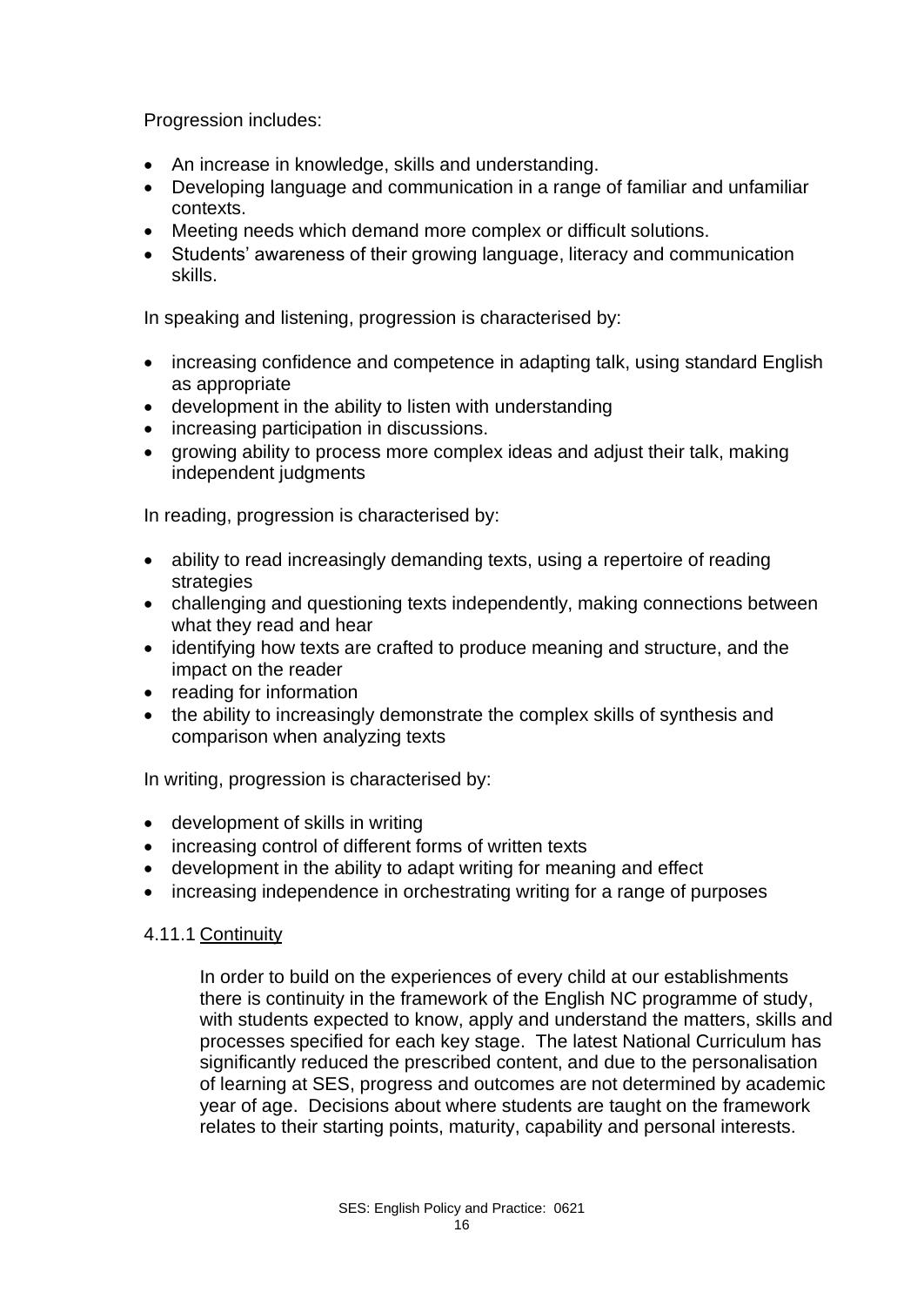Progression includes:

- An increase in knowledge, skills and understanding.
- Developing language and communication in a range of familiar and unfamiliar contexts.
- Meeting needs which demand more complex or difficult solutions.
- Students' awareness of their growing language, literacy and communication skills.

In speaking and listening, progression is characterised by:

- increasing confidence and competence in adapting talk, using standard English as appropriate
- development in the ability to listen with understanding
- increasing participation in discussions.
- growing ability to process more complex ideas and adjust their talk, making independent judgments

In reading, progression is characterised by:

- ability to read increasingly demanding texts, using a repertoire of reading strategies
- challenging and questioning texts independently, making connections between what they read and hear
- identifying how texts are crafted to produce meaning and structure, and the impact on the reader
- reading for information
- the ability to increasingly demonstrate the complex skills of synthesis and comparison when analyzing texts

In writing, progression is characterised by:

- development of skills in writing
- increasing control of different forms of written texts
- development in the ability to adapt writing for meaning and effect
- increasing independence in orchestrating writing for a range of purposes

#### 4.11.1 Continuity

In order to build on the experiences of every child at our establishments there is continuity in the framework of the English NC programme of study, with students expected to know, apply and understand the matters, skills and processes specified for each key stage. The latest National Curriculum has significantly reduced the prescribed content, and due to the personalisation of learning at SES, progress and outcomes are not determined by academic year of age. Decisions about where students are taught on the framework relates to their starting points, maturity, capability and personal interests.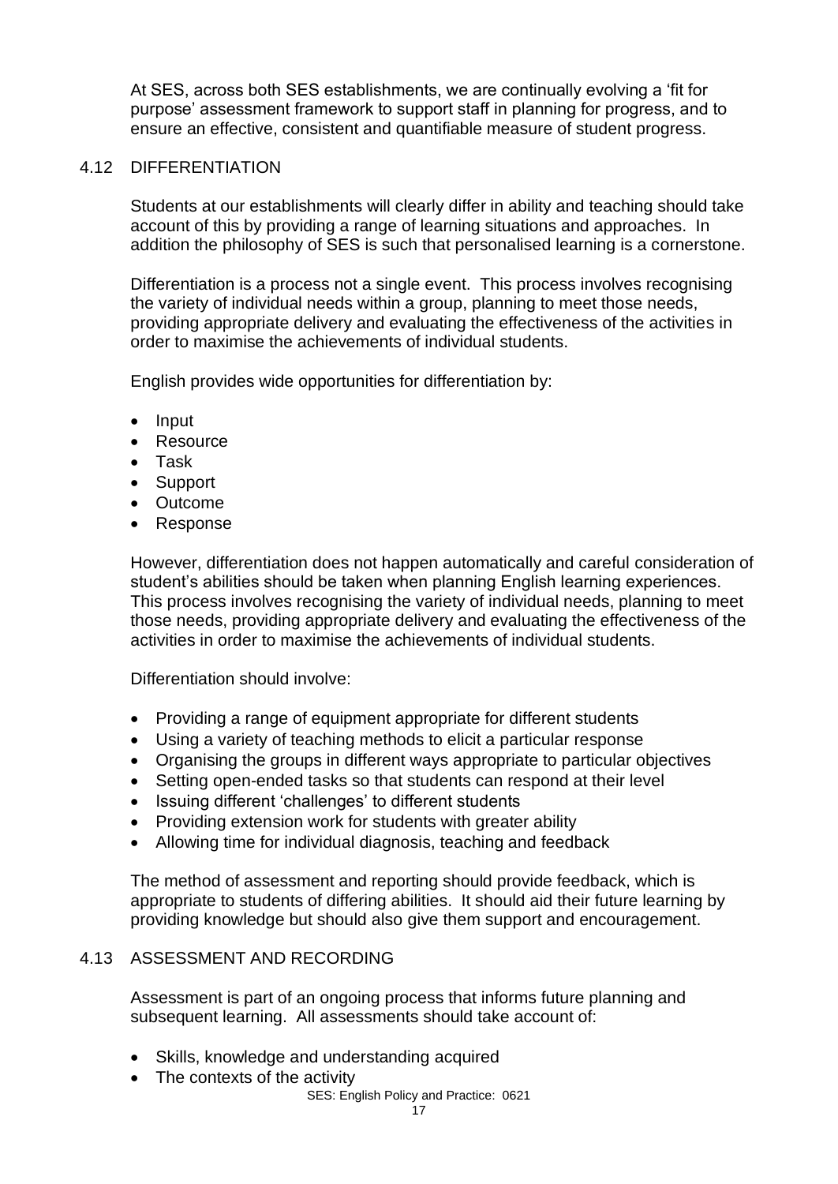At SES, across both SES establishments, we are continually evolving a 'fit for purpose' assessment framework to support staff in planning for progress, and to ensure an effective, consistent and quantifiable measure of student progress.

## 4.12 DIFFERENTIATION

Students at our establishments will clearly differ in ability and teaching should take account of this by providing a range of learning situations and approaches. In addition the philosophy of SES is such that personalised learning is a cornerstone.

Differentiation is a process not a single event. This process involves recognising the variety of individual needs within a group, planning to meet those needs, providing appropriate delivery and evaluating the effectiveness of the activities in order to maximise the achievements of individual students.

English provides wide opportunities for differentiation by:

- Input
- Resource
- Task
- Support
- Outcome
- Response

However, differentiation does not happen automatically and careful consideration of student's abilities should be taken when planning English learning experiences. This process involves recognising the variety of individual needs, planning to meet those needs, providing appropriate delivery and evaluating the effectiveness of the activities in order to maximise the achievements of individual students.

Differentiation should involve:

- Providing a range of equipment appropriate for different students
- Using a variety of teaching methods to elicit a particular response
- Organising the groups in different ways appropriate to particular objectives
- Setting open-ended tasks so that students can respond at their level
- Issuing different 'challenges' to different students
- Providing extension work for students with greater ability
- Allowing time for individual diagnosis, teaching and feedback

The method of assessment and reporting should provide feedback, which is appropriate to students of differing abilities. It should aid their future learning by providing knowledge but should also give them support and encouragement.

## 4.13 ASSESSMENT AND RECORDING

Assessment is part of an ongoing process that informs future planning and subsequent learning. All assessments should take account of:

- Skills, knowledge and understanding acquired
- The contexts of the activity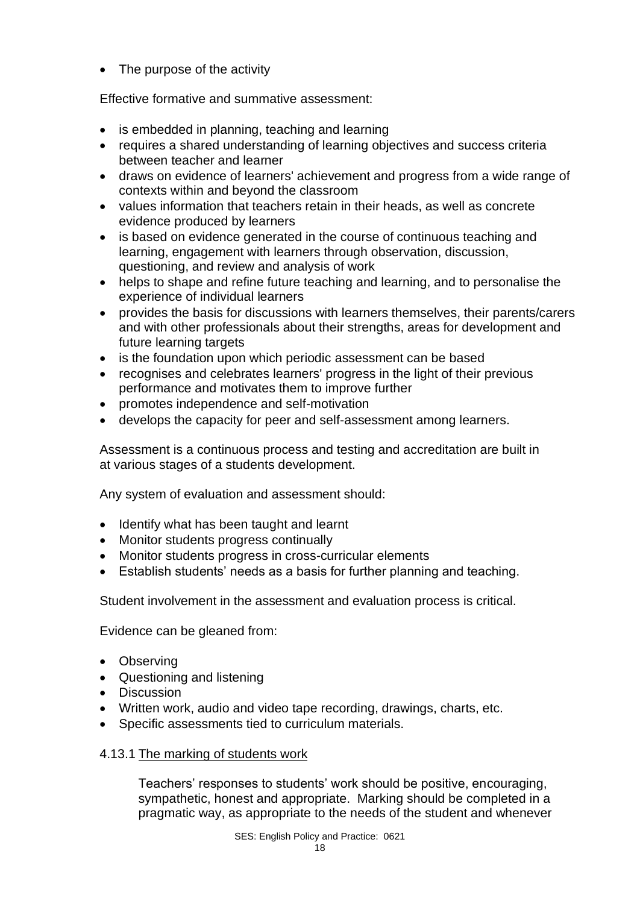- The purpose of the activity

Effective formative and summative assessment:

- is embedded in planning, teaching and learning
- requires a shared understanding of learning objectives and success criteria between teacher and learner
- draws on evidence of learners' achievement and progress from a wide range of contexts within and beyond the classroom
- values information that teachers retain in their heads, as well as concrete evidence produced by learners
- is based on evidence generated in the course of continuous teaching and learning, engagement with learners through observation, discussion, questioning, and review and analysis of work
- helps to shape and refine future teaching and learning, and to personalise the experience of individual learners
- provides the basis for discussions with learners themselves, their parents/carers and with other professionals about their strengths, areas for development and future learning targets
- is the foundation upon which periodic assessment can be based
- recognises and celebrates learners' progress in the light of their previous performance and motivates them to improve further
- promotes independence and self-motivation
- develops the capacity for peer and self-assessment among learners.

Assessment is a continuous process and testing and accreditation are built in at various stages of a students development.

Any system of evaluation and assessment should:

- Identify what has been taught and learnt
- Monitor students progress continually
- Monitor students progress in cross-curricular elements
- Establish students' needs as a basis for further planning and teaching.

Student involvement in the assessment and evaluation process is critical.

Evidence can be gleaned from:

- Observing
- Questioning and listening
- Discussion
- Written work, audio and video tape recording, drawings, charts, etc.
- Specific assessments tied to curriculum materials.

4.13.1 <u>The marking of students work</u>

Teachers' responses to students' work should be positive, encouraging, sympathetic, honest and appropriate. Marking should be completed in a pragmatic way, as appropriate to the needs of the student and whenever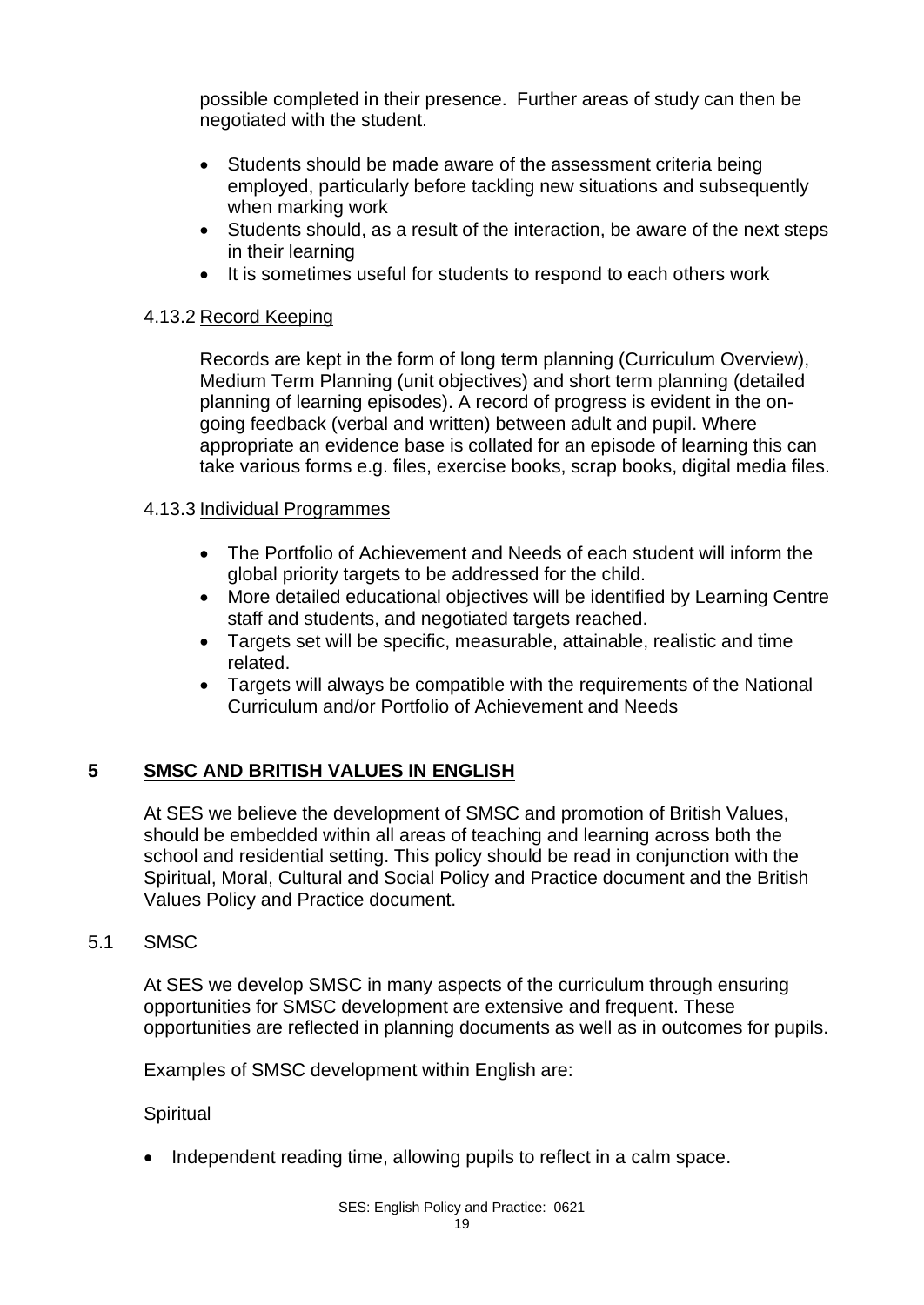possible completed in their presence. Further areas of study can then be negotiated with the student.

- Students should be made aware of the assessment criteria being employed, particularly before tackling new situations and subsequently when marking work
- Students should, as a result of the interaction, be aware of the next steps in their learning
- It is sometimes useful for students to respond to each others work

#### 4.13.2 Record Keeping

Records are kept in the form of long term planning (Curriculum Overview), Medium Term Planning (unit objectives) and short term planning (detailed planning of learning episodes). A record of progress is evident in the on-going feedback (verbal and written) between adult and pupil. Where appropriate an evidence base is collated for an episode of learning this can take various forms e.g. files, exercise books, scrap books, digital media files.

#### 4.13.3 Individual Programmes

- The Portfolio of Achievement and Needs of each student will inform the global priority targets to be addressed for the child.
- More detailed educational objectives will be identified by Learning Centre staff and students, and negotiated targets reached.
- Targets set will be specific, measurable, attainable, realistic and time related.
- Targets will always be compatible with the requirements of the National Curriculum and/or Portfolio of Achievement and Needs

## 5 SMSC AND BRITISH VALUES IN ENGLISH

At SES we believe the development of SMSC and promotion of British Values, should be embedded within all areas of teaching and learning across both the school and residential setting. This policy should be read in conjunction with the Spiritual, Moral, Cultural and Social Policy and Practice document and the British Values Policy and Practice document.

### 5.1 SMSC

At SES we develop SMSC in many aspects of the curriculum through ensuring opportunities for SMSC development are extensive and frequent. These opportunities are reflected in planning documents as well as in outcomes for pupils.

Examples of SMSC development within English are:

Spiritual

- Independent reading time, allowing pupils to reflect in a calm space.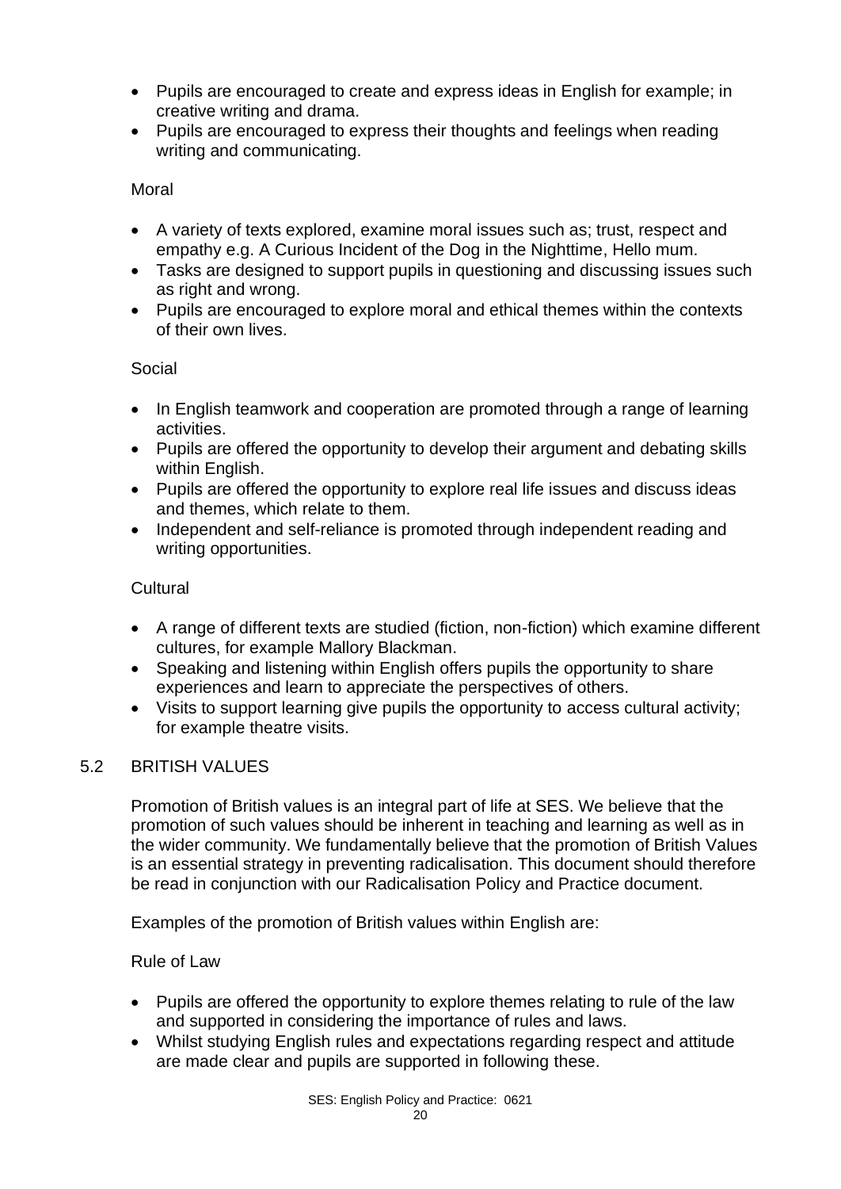- Pupils are encouraged to create and express ideas in English for example; in creative writing and drama.
- Pupils are encouraged to express their thoughts and feelings when reading writing and communicating.

Moral

- A variety of texts explored, examine moral issues such as; trust, respect and empathy e.g. A Curious Incident of the Dog in the Nighttime, Hello mum.
- Tasks are designed to support pupils in questioning and discussing issues such as right and wrong.
- Pupils are encouraged to explore moral and ethical themes within the contexts of their own lives.

Social

- In English teamwork and cooperation are promoted through a range of learning activities.
- Pupils are offered the opportunity to develop their argument and debating skills within English.
- Pupils are offered the opportunity to explore real life issues and discuss ideas and themes, which relate to them.
- Independent and self-reliance is promoted through independent reading and writing opportunities.

Cultural

- A range of different texts are studied (fiction, non-fiction) which examine different cultures, for example Mallory Blackman.
- Speaking and listening within English offers pupils the opportunity to share experiences and learn to appreciate the perspectives of others.
- Visits to support learning give pupils the opportunity to access cultural activity; for example theatre visits.

## 5.2 BRITISH VALUES

Promotion of British values is an integral part of life at SES. We believe that the promotion of such values should be inherent in teaching and learning as well as in the wider community. We fundamentally believe that the promotion of British Values is an essential strategy in preventing radicalisation. This document should therefore be read in conjunction with our Radicalisation Policy and Practice document.

Examples of the promotion of British values within English are:

Rule of Law

- Pupils are offered the opportunity to explore themes relating to rule of the law and supported in considering the importance of rules and laws.
- Whilst studying English rules and expectations regarding respect and attitude are made clear and pupils are supported in following these.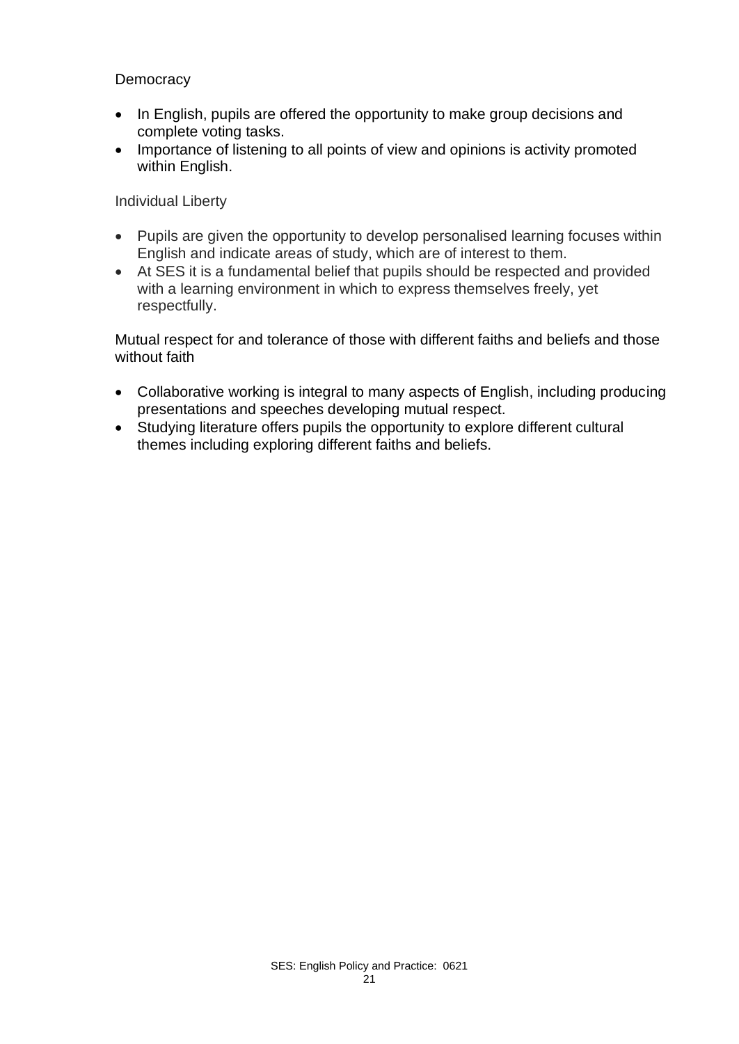Democracy

- In English, pupils are offered the opportunity to make group decisions and complete voting tasks.
- Importance of listening to all points of view and opinions is activity promoted within English.

Individual Liberty

- Pupils are given the opportunity to develop personalised learning focuses within English and indicate areas of study, which are of interest to them.
- At SES it is a fundamental belief that pupils should be respected and provided with a learning environment in which to express themselves freely, yet respectfully.

Mutual respect for and tolerance of those with different faiths and beliefs and those without faith

- Collaborative working is integral to many aspects of English, including producing presentations and speeches developing mutual respect.
- Studying literature offers pupils the opportunity to explore different cultural themes including exploring different faiths and beliefs.